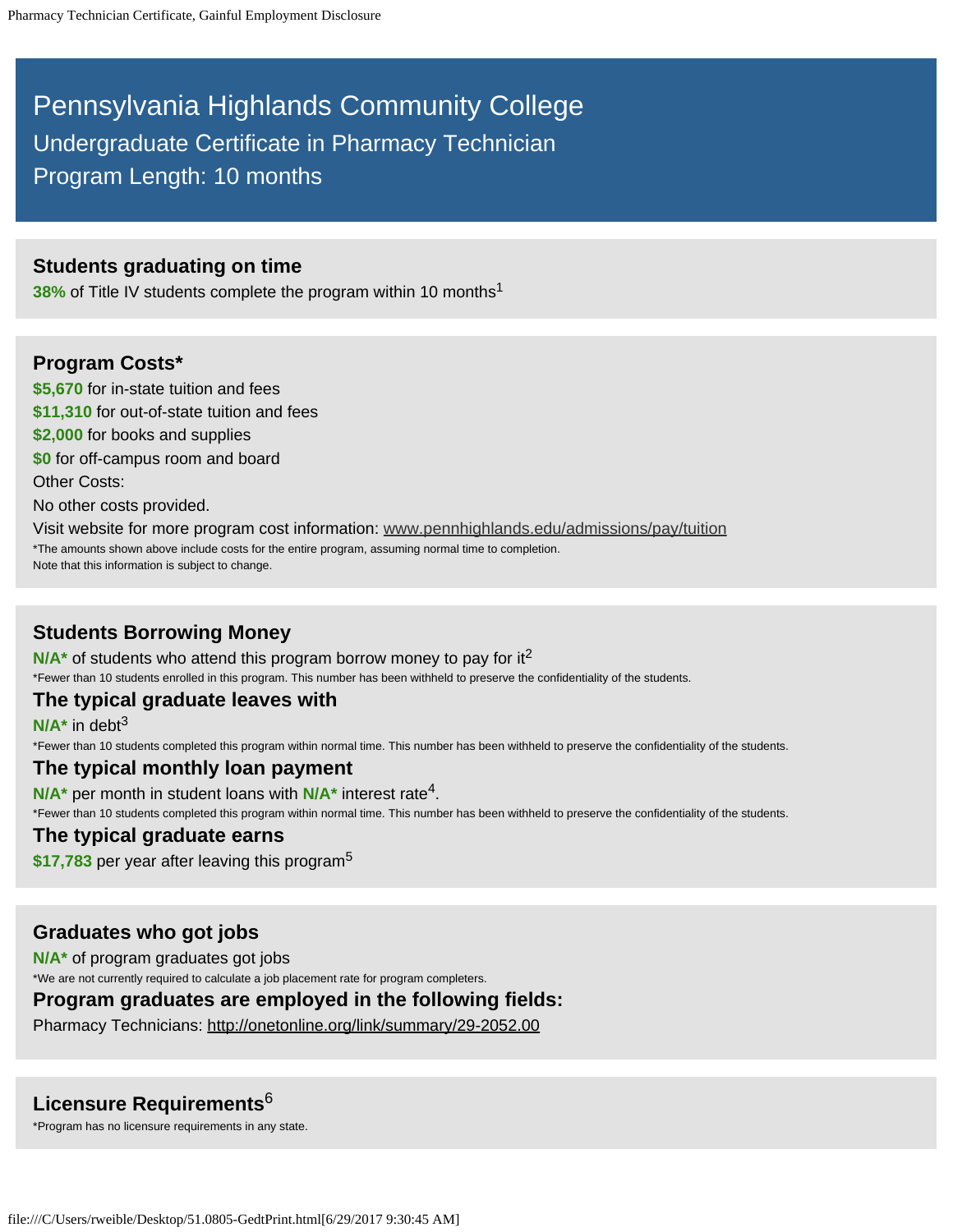# Pennsylvania Highlands Community College

## Undergraduate Certificate in Pharmacy Technician

## Program Length: 10 months

### Students graduating on time

**38%** of Title IV students complete the program within 10 months[1]

### Program Costs*

**$5,670** for in-state tuition and fees

**$11,310** for out-of-state tuition and fees

**$2,000** for books and supplies

**$0** for off-campus room and board

Other Costs:

No other costs provided.

Visit website for more program cost information: www.pennhighlands.edu/admissions/pay/tuition

*The amounts shown above include costs for the entire program, assuming normal time to completion.
Note that this information is subject to change.

### Students Borrowing Money

**N/A*** of students who attend this program borrow money to pay for it[2]

*Fewer than 10 students enrolled in this program. This number has been withheld to preserve the confidentiality of the students.

### The typical graduate leaves with

**N/A*** in debt[3]

*Fewer than 10 students completed this program within normal time. This number has been withheld to preserve the confidentiality of the students.

### The typical monthly loan payment

**N/A*** per month in student loans with **N/A*** interest rate[4].

*Fewer than 10 students completed this program within normal time. This number has been withheld to preserve the confidentiality of the students.

### The typical graduate earns

**$17,783** per year after leaving this program[5]

### Graduates who got jobs

**N/A*** of program graduates got jobs

*We are not currently required to calculate a job placement rate for program completers.

### Program graduates are employed in the following fields:

Pharmacy Technicians: http://onetonline.org/link/summary/29-2052.00

### Licensure Requirements[6]

*Program has no licensure requirements in any state.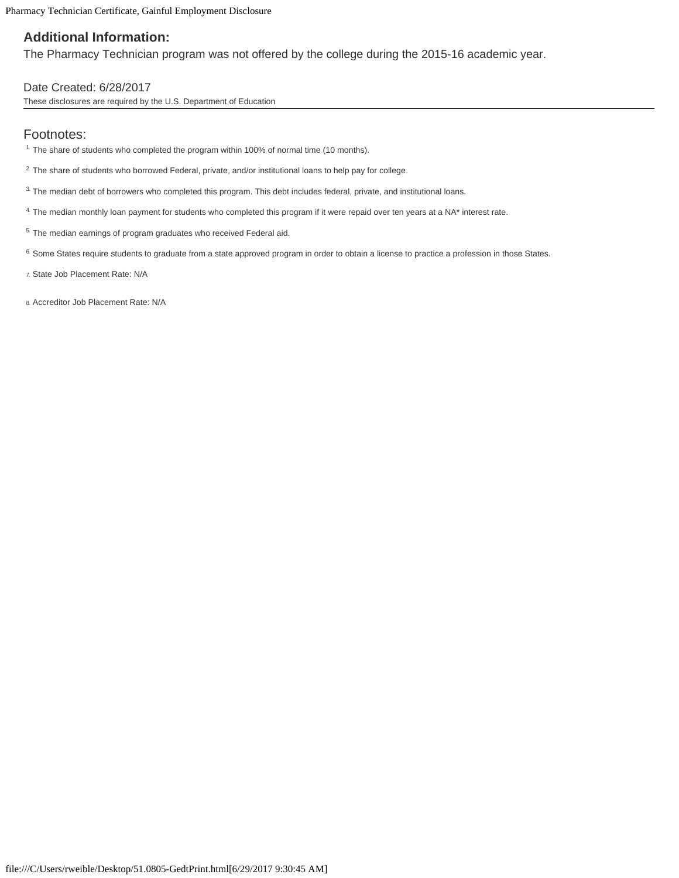## Additional Information:

The Pharmacy Technician program was not offered by the college during the 2015-16 academic year.

Date Created: 6/28/2017

These disclosures are required by the U.S. Department of Education

---

## Footnotes:

[1] The share of students who completed the program within 100% of normal time (10 months).

[2] The share of students who borrowed Federal, private, and/or institutional loans to help pay for college.

[3] The median debt of borrowers who completed this program. This debt includes federal, private, and institutional loans.

[4] The median monthly loan payment for students who completed this program if it were repaid over ten years at a NA* interest rate.

[5] The median earnings of program graduates who received Federal aid.

[6] Some States require students to graduate from a state approved program in order to obtain a license to practice a profession in those States.

7. State Job Placement Rate: N/A

8. Accreditor Job Placement Rate: N/A